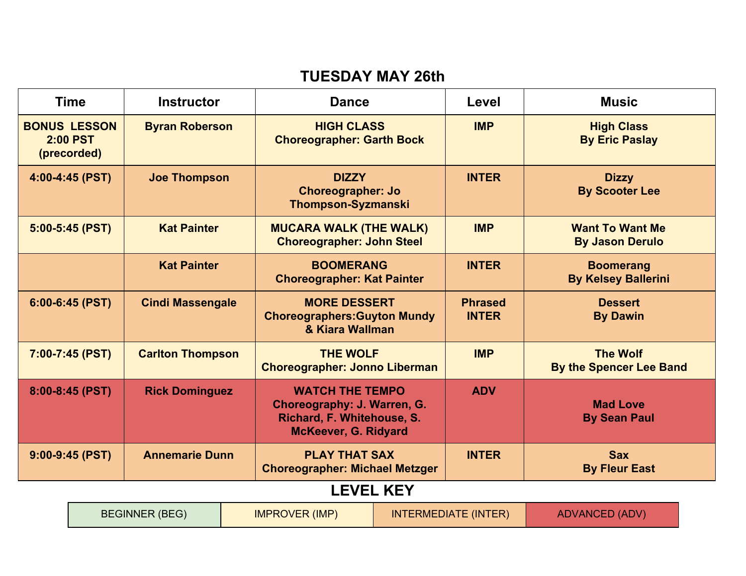# TUESDAY MAY 26th

| Time | Instructor | Dance | Level | Music |
|---|---|---|---|---|
| **BONUS LESSON 2:00 PST (precorded)** | **Byran Roberson** | **HIGH CLASS Choreographer: Garth Bock** | **IMP** | **High Class By Eric Paslay** |
| **4:00-4:45 (PST)** | **Joe Thompson** | **DIZZY Choreographer: Jo Thompson-Syzmanski** | **INTER** | **Dizzy By Scooter Lee** |
| **5:00-5:45 (PST)** | **Kat Painter** | **MUCARA WALK (THE WALK) Choreographer: John Steel** | **IMP** | **Want To Want Me By Jason Derulo** |
| | **Kat Painter** | **BOOMERANG Choreographer: Kat Painter** | **INTER** | **Boomerang By Kelsey Ballerini** |
| **6:00-6:45 (PST)** | **Cindi Massengale** | **MORE DESSERT Choreographers:Guyton Mundy & Kiara Wallman** | **Phrased INTER** | **Dessert By Dawin** |
| **7:00-7:45 (PST)** | **Carlton Thompson** | **THE WOLF Choreographer: Jonno Liberman** | **IMP** | **The Wolf By the Spencer Lee Band** |
| **8:00-8:45 (PST)** | **Rick Dominguez** | **WATCH THE TEMPO Choreography: J. Warren, G. Richard, F. Whitehouse, S. McKeever, G. Ridyard** | **ADV** | **Mad Love By Sean Paul** |
| **9:00-9:45 (PST)** | **Annemarie Dunn** | **PLAY THAT SAX Choreographer: Michael Metzger** | **INTER** | **Sax By Fleur East** |

## LEVEL KEY

| BEGINNER (BEG) | IMPROVER (IMP) | INTERMEDIATE (INTER) | ADVANCED (ADV) |
|---|---|---|---|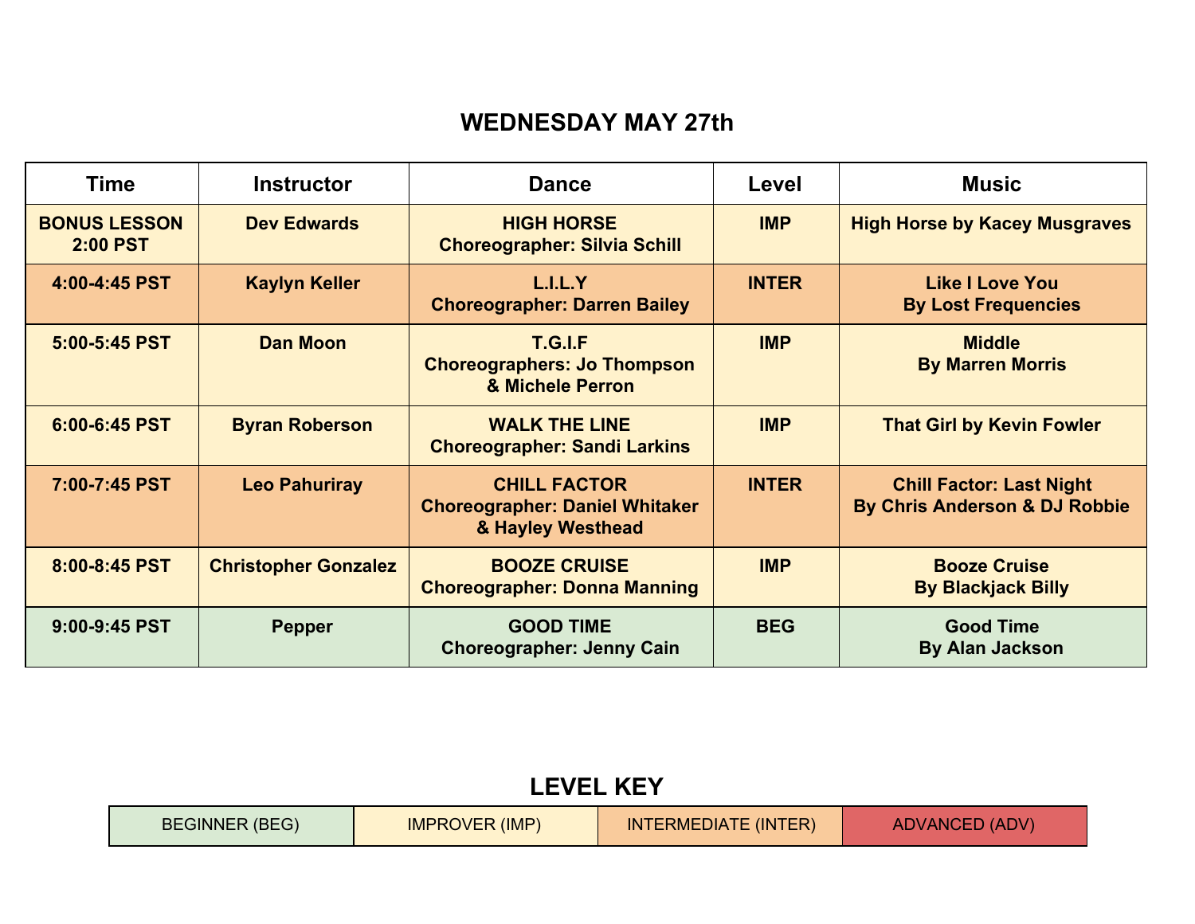# WEDNESDAY MAY 27th

| Time | Instructor | Dance | Level | Music |
|---|---|---|---|---|
| BONUS LESSON 2:00 PST | Dev Edwards | HIGH HORSE<br>Choreographer: Silvia Schill | IMP | High Horse by Kacey Musgraves |
| 4:00-4:45 PST | Kaylyn Keller | L.I.L.Y<br>Choreographer: Darren Bailey | INTER | Like I Love You<br>By Lost Frequencies |
| 5:00-5:45 PST | Dan Moon | T.G.I.F<br>Choreographers: Jo Thompson & Michele Perron | IMP | Middle<br>By Marren Morris |
| 6:00-6:45 PST | Byran Roberson | WALK THE LINE<br>Choreographer: Sandi Larkins | IMP | That Girl by Kevin Fowler |
| 7:00-7:45 PST | Leo Pahuriray | CHILL FACTOR<br>Choreographer: Daniel Whitaker & Hayley Westhead | INTER | Chill Factor: Last Night<br>By Chris Anderson & DJ Robbie |
| 8:00-8:45 PST | Christopher Gonzalez | BOOZE CRUISE<br>Choreographer: Donna Manning | IMP | Booze Cruise<br>By Blackjack Billy |
| 9:00-9:45 PST | Pepper | GOOD TIME<br>Choreographer: Jenny Cain | BEG | Good Time<br>By Alan Jackson |

## LEVEL KEY

| BEGINNER (BEG) | IMPROVER (IMP) | INTERMEDIATE (INTER) | ADVANCED (ADV) |
|---|---|---|---|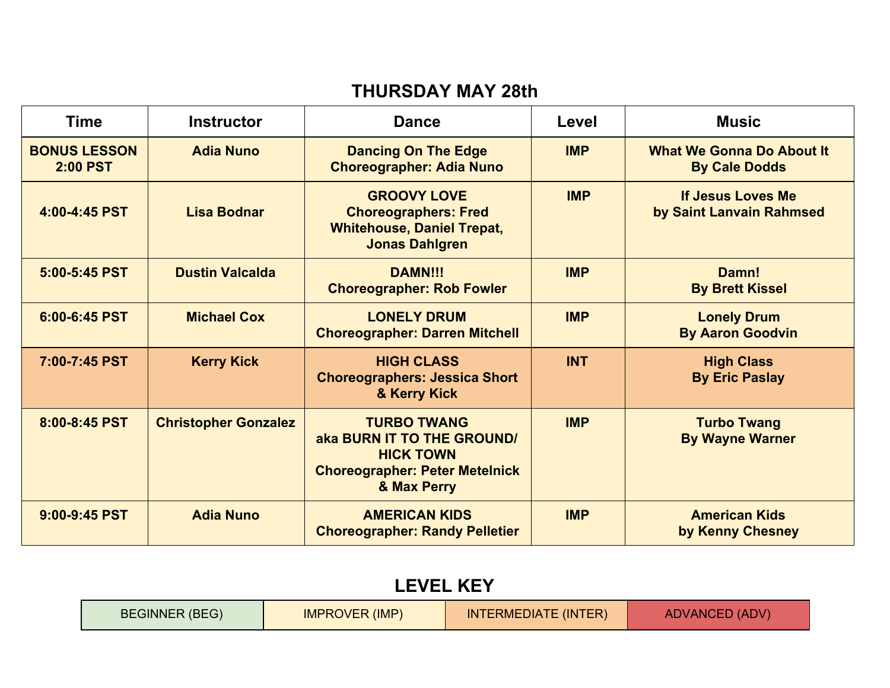## THURSDAY MAY 28th

| Time | Instructor | Dance | Level | Music |
| --- | --- | --- | --- | --- |
| BONUS LESSON 2:00 PST | Adia Nuno | Dancing On The Edge<br>Choreographer: Adia Nuno | IMP | What We Gonna Do About It<br>By Cale Dodds |
| 4:00-4:45 PST | Lisa Bodnar | GROOVY LOVE<br>Choreographers: Fred Whitehouse, Daniel Trepat, Jonas Dahlgren | IMP | If Jesus Loves Me<br>by Saint Lanvain Rahmsed |
| 5:00-5:45 PST | Dustin Valcalda | DAMN!!!<br>Choreographer: Rob Fowler | IMP | Damn!<br>By Brett Kissel |
| 6:00-6:45 PST | Michael Cox | LONELY DRUM<br>Choreographer: Darren Mitchell | IMP | Lonely Drum<br>By Aaron Goodvin |
| 7:00-7:45 PST | Kerry Kick | HIGH CLASS<br>Choreographers: Jessica Short & Kerry Kick | INT | High Class<br>By Eric Paslay |
| 8:00-8:45 PST | Christopher Gonzalez | TURBO TWANG<br>aka BURN IT TO THE GROUND/ HICK TOWN<br>Choreographer: Peter Metelnick & Max Perry | IMP | Turbo Twang<br>By Wayne Warner |
| 9:00-9:45 PST | Adia Nuno | AMERICAN KIDS<br>Choreographer: Randy Pelletier | IMP | American Kids<br>by Kenny Chesney |

## LEVEL KEY

| BEGINNER (BEG) | IMPROVER (IMP) | INTERMEDIATE (INTER) | ADVANCED (ADV) |
| --- | --- | --- | --- |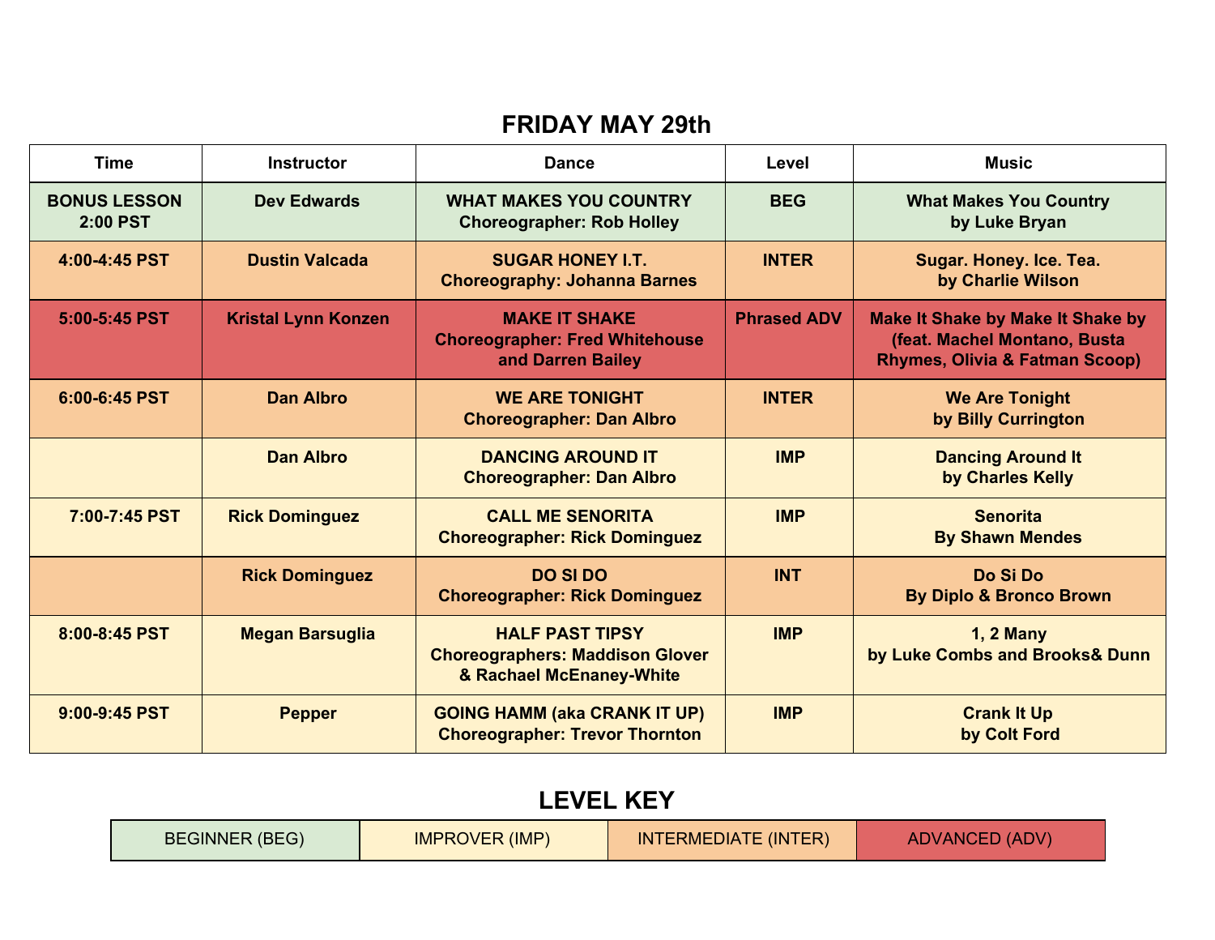## FRIDAY MAY 29th

| Time | Instructor | Dance | Level | Music |
|---|---|---|---|---|
| **BONUS LESSON 2:00 PST** | **Dev Edwards** | **WHAT MAKES YOU COUNTRY Choreographer: Rob Holley** | **BEG** | **What Makes You Country by Luke Bryan** |
| **4:00-4:45 PST** | **Dustin Valcada** | **SUGAR HONEY I.T. Choreography: Johanna Barnes** | **INTER** | **Sugar. Honey. Ice. Tea. by Charlie Wilson** |
| **5:00-5:45 PST** | **Kristal Lynn Konzen** | **MAKE IT SHAKE Choreographer: Fred Whitehouse and Darren Bailey** | **Phrased ADV** | **Make It Shake by Make It Shake by (feat. Machel Montano, Busta Rhymes, Olivia & Fatman Scoop)** |
| **6:00-6:45 PST** | **Dan Albro** | **WE ARE TONIGHT Choreographer: Dan Albro** | **INTER** | **We Are Tonight by Billy Currington** |
| | **Dan Albro** | **DANCING AROUND IT Choreographer: Dan Albro** | **IMP** | **Dancing Around It by Charles Kelly** |
| **7:00-7:45 PST** | **Rick Dominguez** | **CALL ME SENORITA Choreographer: Rick Dominguez** | **IMP** | **Senorita By Shawn Mendes** |
| | **Rick Dominguez** | **DO SI DO Choreographer: Rick Dominguez** | **INT** | **Do Si Do By Diplo & Bronco Brown** |
| **8:00-8:45 PST** | **Megan Barsuglia** | **HALF PAST TIPSY Choreographers: Maddison Glover & Rachael McEnaney-White** | **IMP** | **1, 2 Many by Luke Combs and Brooks& Dunn** |
| **9:00-9:45 PST** | **Pepper** | **GOING HAMM (aka CRANK IT UP) Choreographer: Trevor Thornton** | **IMP** | **Crank It Up by Colt Ford** |

## LEVEL KEY

| BEGINNER (BEG) | IMPROVER (IMP) | INTERMEDIATE (INTER) | ADVANCED (ADV) |
|---|---|---|---|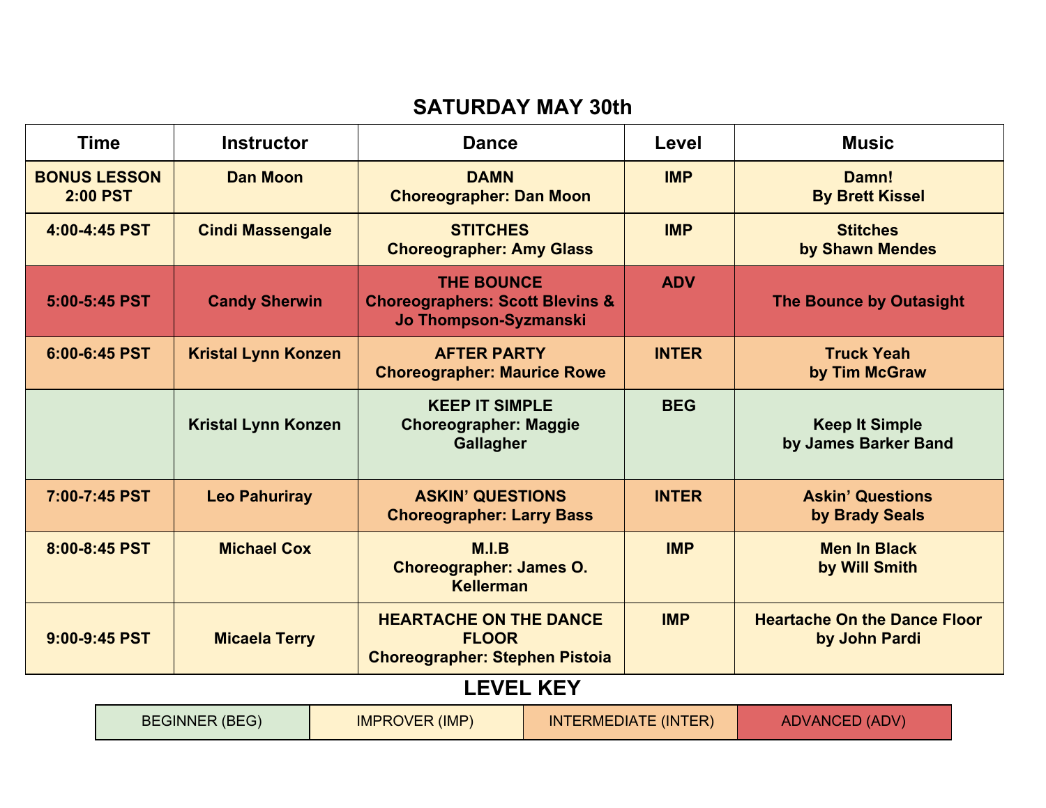## SATURDAY MAY 30th

| Time | Instructor | Dance | Level | Music |
|---|---|---|---|---|
| BONUS LESSON 2:00 PST | Dan Moon | DAMN<br>Choreographer: Dan Moon | IMP | Damn!<br>By Brett Kissel |
| 4:00-4:45 PST | Cindi Massengale | STITCHES<br>Choreographer: Amy Glass | IMP | Stitches<br>by Shawn Mendes |
| 5:00-5:45 PST | Candy Sherwin | THE BOUNCE<br>Choreographers: Scott Blevins & Jo Thompson-Syzmanski | ADV | The Bounce by Outasight |
| 6:00-6:45 PST | Kristal Lynn Konzen | AFTER PARTY<br>Choreographer: Maurice Rowe | INTER | Truck Yeah<br>by Tim McGraw |
| | Kristal Lynn Konzen | KEEP IT SIMPLE<br>Choreographer: Maggie Gallagher | BEG | Keep It Simple<br>by James Barker Band |
| 7:00-7:45 PST | Leo Pahuriray | ASKIN' QUESTIONS<br>Choreographer: Larry Bass | INTER | Askin' Questions<br>by Brady Seals |
| 8:00-8:45 PST | Michael Cox | M.I.B<br>Choreographer: James O. Kellerman | IMP | Men In Black<br>by Will Smith |
| 9:00-9:45 PST | Micaela Terry | HEARTACHE ON THE DANCE FLOOR<br>Choreographer: Stephen Pistoia | IMP | Heartache On the Dance Floor<br>by John Pardi |

### LEVEL KEY

| BEGINNER (BEG) | IMPROVER (IMP) | INTERMEDIATE (INTER) | ADVANCED (ADV) |
|---|---|---|---|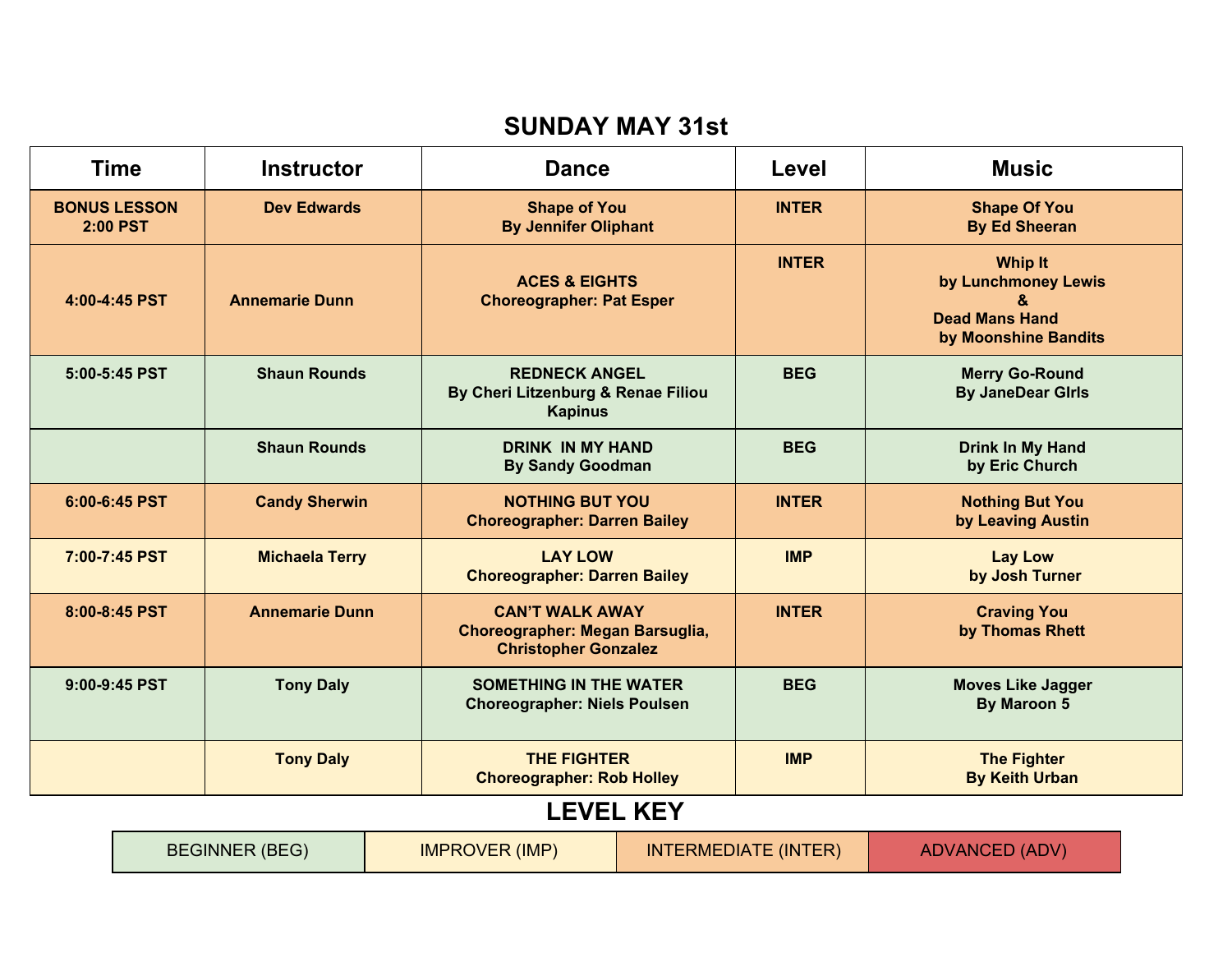## SUNDAY MAY 31st

| Time | Instructor | Dance | Level | Music |
|---|---|---|---|---|
| **BONUS LESSON 2:00 PST** | **Dev Edwards** | **Shape of You By Jennifer Oliphant** | **INTER** | **Shape Of You By Ed Sheeran** |
| **4:00-4:45 PST** | **Annemarie Dunn** | **ACES & EIGHTS Choreographer: Pat Esper** | **INTER** | **Whip It by Lunchmoney Lewis & Dead Mans Hand by Moonshine Bandits** |
| **5:00-5:45 PST** | **Shaun Rounds** | **REDNECK ANGEL By Cheri Litzenburg & Renae Filiou Kapinus** | **BEG** | **Merry Go-Round By JaneDear GIrls** |
| | **Shaun Rounds** | **DRINK IN MY HAND By Sandy Goodman** | **BEG** | **Drink In My Hand by Eric Church** |
| **6:00-6:45 PST** | **Candy Sherwin** | **NOTHING BUT YOU Choreographer: Darren Bailey** | **INTER** | **Nothing But You by Leaving Austin** |
| **7:00-7:45 PST** | **Michaela Terry** | **LAY LOW Choreographer: Darren Bailey** | **IMP** | **Lay Low by Josh Turner** |
| **8:00-8:45 PST** | **Annemarie Dunn** | **CAN'T WALK AWAY Choreographer: Megan Barsuglia, Christopher Gonzalez** | **INTER** | **Craving You by Thomas Rhett** |
| **9:00-9:45 PST** | **Tony Daly** | **SOMETHING IN THE WATER Choreographer: Niels Poulsen** | **BEG** | **Moves Like Jagger By Maroon 5** |
| | **Tony Daly** | **THE FIGHTER Choreographer: Rob Holley** | **IMP** | **The Fighter By Keith Urban** |

## LEVEL KEY

| BEGINNER (BEG) | IMPROVER (IMP) | INTERMEDIATE (INTER) | ADVANCED (ADV) |
|---|---|---|---|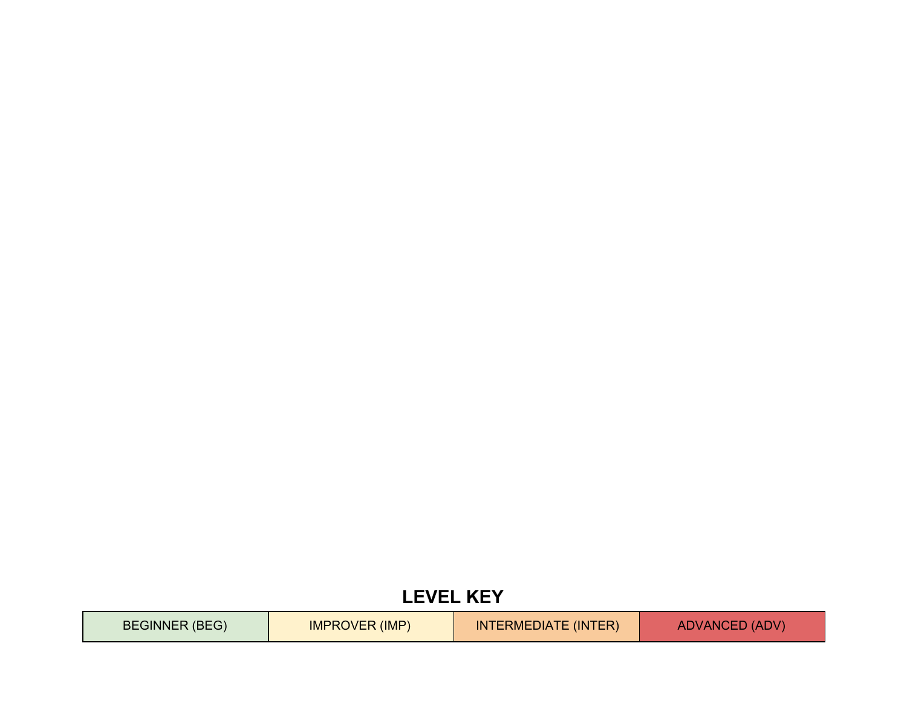**LEVEL KEY**

| | | | |
|---|---|---|---|
| BEGINNER (BEG) | IMPROVER (IMP) | INTERMEDIATE (INTER) | ADVANCED (ADV) |